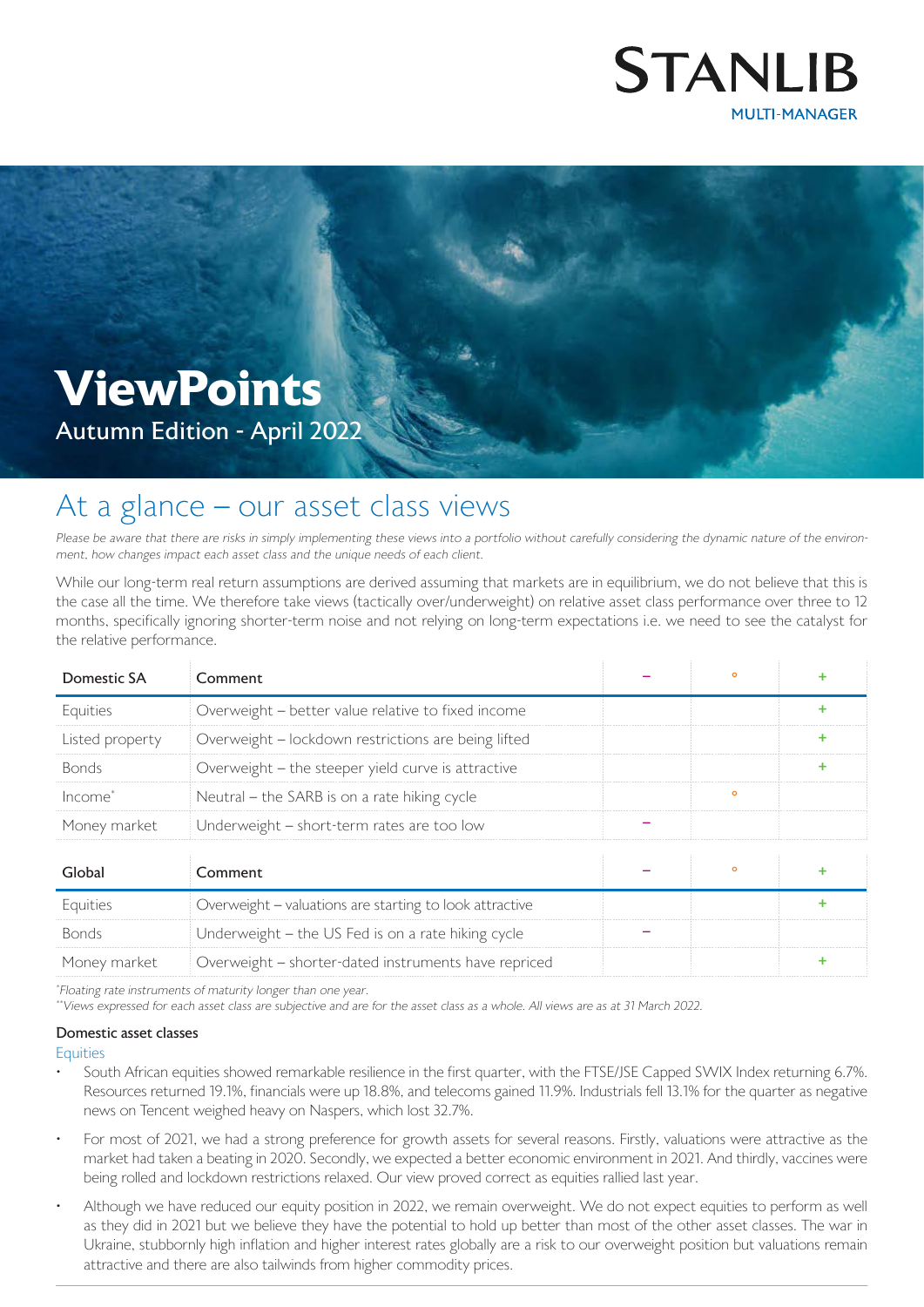STANLIB
MULTI-MANAGER

# ViewPoints

Autumn Edition - April 2022

## At a glance – our asset class views

*Please be aware that there are risks in simply implementing these views into a portfolio without carefully considering the dynamic nature of the environment, how changes impact each asset class and the unique needs of each client.*

While our long-term real return assumptions are derived assuming that markets are in equilibrium, we do not believe that this is the case all the time. We therefore take views (tactically over/underweight) on relative asset class performance over three to 12 months, specifically ignoring shorter-term noise and not relying on long-term expectations i.e. we need to see the catalyst for the relative performance.

| Domestic SA | Comment | – | ° | + |
|---|---|---|---|---|
| Equities | Overweight – better value relative to fixed income | | | + |
| Listed property | Overweight – lockdown restrictions are being lifted | | | + |
| Bonds | Overweight – the steeper yield curve is attractive | | | + |
| Income* | Neutral – the SARB is on a rate hiking cycle | | ° | |
| Money market | Underweight – short-term rates are too low | – | | |

| Global | Comment | – | ° | + |
|---|---|---|---|---|
| Equities | Overweight – valuations are starting to look attractive | | | + |
| Bonds | Underweight – the US Fed is on a rate hiking cycle | – | | |
| Money market | Overweight – shorter-dated instruments have repriced | | | + |

*Floating rate instruments of maturity longer than one year.*

*\*\*Views expressed for each asset class are subjective and are for the asset class as a whole. All views are as at 31 March 2022.*

### Domestic asset classes

#### Equities

- South African equities showed remarkable resilience in the first quarter, with the FTSE/JSE Capped SWIX Index returning 6.7%. Resources returned 19.1%, financials were up 18.8%, and telecoms gained 11.9%. Industrials fell 13.1% for the quarter as negative news on Tencent weighed heavy on Naspers, which lost 32.7%.
- For most of 2021, we had a strong preference for growth assets for several reasons. Firstly, valuations were attractive as the market had taken a beating in 2020. Secondly, we expected a better economic environment in 2021. And thirdly, vaccines were being rolled and lockdown restrictions relaxed. Our view proved correct as equities rallied last year.
- Although we have reduced our equity position in 2022, we remain overweight. We do not expect equities to perform as well as they did in 2021 but we believe they have the potential to hold up better than most of the other asset classes. The war in Ukraine, stubbornly high inflation and higher interest rates globally are a risk to our overweight position but valuations remain attractive and there are also tailwinds from higher commodity prices.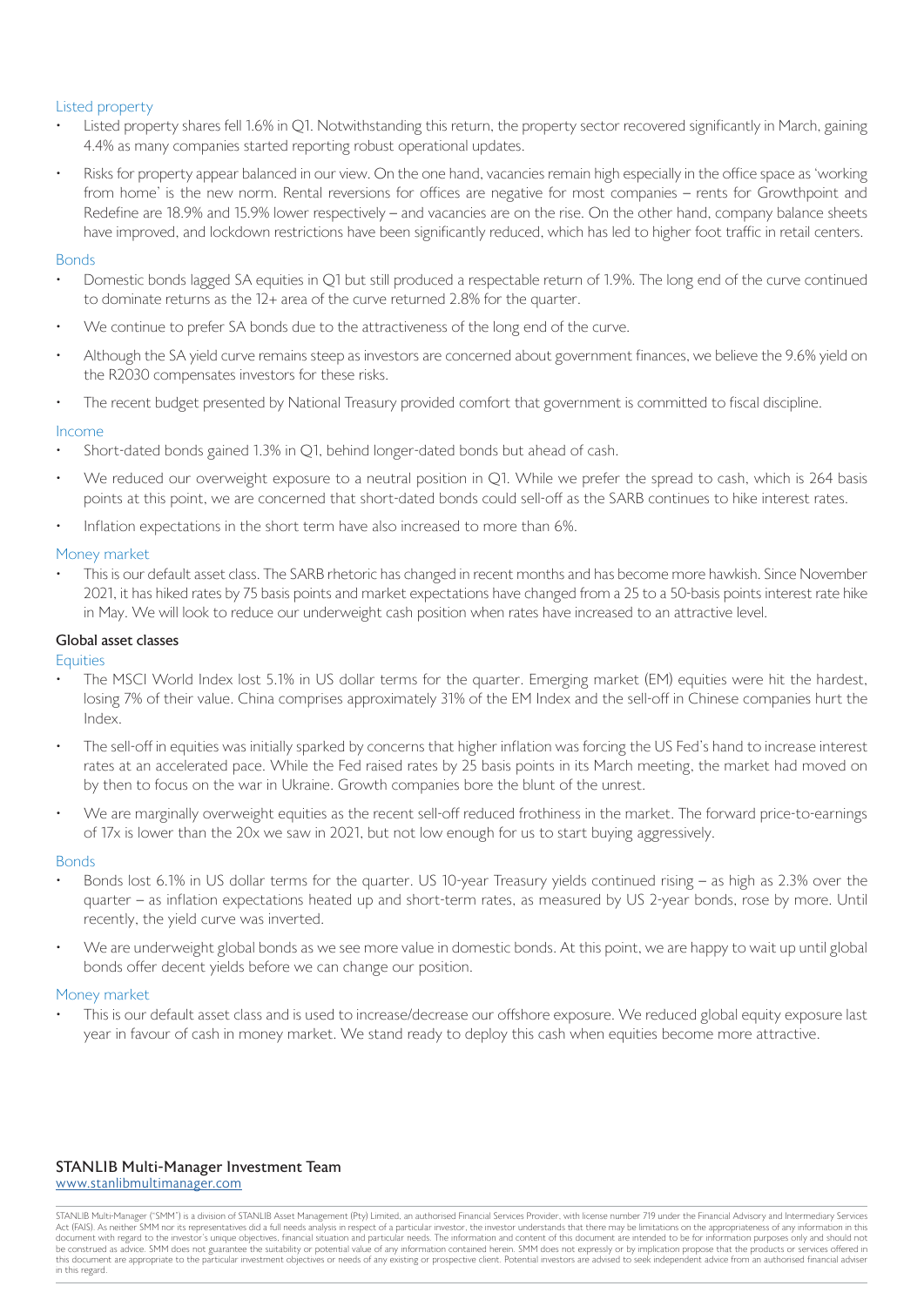### Listed property

- Listed property shares fell 1.6% in Q1. Notwithstanding this return, the property sector recovered significantly in March, gaining 4.4% as many companies started reporting robust operational updates.
- Risks for property appear balanced in our view. On the one hand, vacancies remain high especially in the office space as 'working from home' is the new norm. Rental reversions for offices are negative for most companies – rents for Growthpoint and Redefine are 18.9% and 15.9% lower respectively – and vacancies are on the rise. On the other hand, company balance sheets have improved, and lockdown restrictions have been significantly reduced, which has led to higher foot traffic in retail centers.

### Bonds

- Domestic bonds lagged SA equities in Q1 but still produced a respectable return of 1.9%. The long end of the curve continued to dominate returns as the 12+ area of the curve returned 2.8% for the quarter.
- We continue to prefer SA bonds due to the attractiveness of the long end of the curve.
- Although the SA yield curve remains steep as investors are concerned about government finances, we believe the 9.6% yield on the R2030 compensates investors for these risks.
- The recent budget presented by National Treasury provided comfort that government is committed to fiscal discipline.

### Income

- Short-dated bonds gained 1.3% in Q1, behind longer-dated bonds but ahead of cash.
- We reduced our overweight exposure to a neutral position in Q1. While we prefer the spread to cash, which is 264 basis points at this point, we are concerned that short-dated bonds could sell-off as the SARB continues to hike interest rates.
- Inflation expectations in the short term have also increased to more than 6%.

### Money market

- This is our default asset class. The SARB rhetoric has changed in recent months and has become more hawkish. Since November 2021, it has hiked rates by 75 basis points and market expectations have changed from a 25 to a 50-basis points interest rate hike in May. We will look to reduce our underweight cash position when rates have increased to an attractive level.

## Global asset classes

### Equities

- The MSCI World Index lost 5.1% in US dollar terms for the quarter. Emerging market (EM) equities were hit the hardest, losing 7% of their value. China comprises approximately 31% of the EM Index and the sell-off in Chinese companies hurt the Index.
- The sell-off in equities was initially sparked by concerns that higher inflation was forcing the US Fed's hand to increase interest rates at an accelerated pace. While the Fed raised rates by 25 basis points in its March meeting, the market had moved on by then to focus on the war in Ukraine. Growth companies bore the blunt of the unrest.
- We are marginally overweight equities as the recent sell-off reduced frothiness in the market. The forward price-to-earnings of 17x is lower than the 20x we saw in 2021, but not low enough for us to start buying aggressively.

### Bonds

- Bonds lost 6.1% in US dollar terms for the quarter. US 10-year Treasury yields continued rising – as high as 2.3% over the quarter – as inflation expectations heated up and short-term rates, as measured by US 2-year bonds, rose by more. Until recently, the yield curve was inverted.
- We are underweight global bonds as we see more value in domestic bonds. At this point, we are happy to wait up until global bonds offer decent yields before we can change our position.

### Money market

- This is our default asset class and is used to increase/decrease our offshore exposure. We reduced global equity exposure last year in favour of cash in money market. We stand ready to deploy this cash when equities become more attractive.

**STANLIB Multi-Manager Investment Team**
www.stanlibmultimanager.com

STANLIB Multi-Manager ("SMM") is a division of STANLIB Asset Management (Pty) Limited, an authorised Financial Services Provider, with license number 719 under the Financial Advisory and Intermediary Services Act (FAIS). As neither SMM nor its representatives did a full needs analysis in respect of a particular investor, the investor understands that there may be limitations on the appropriateness of any information in this document with regard to the investor's unique objectives, financial situation and particular needs. The information and content of this document are intended to be for information purposes only and should not be construed as advice. SMM does not guarantee the suitability or potential value of any information contained herein. SMM does not expressly or by implication propose that the products or services offered in this document are appropriate to the particular investment objectives or needs of any existing or prospective client. Potential investors are advised to seek independent advice from an authorised financial adviser in this regard.